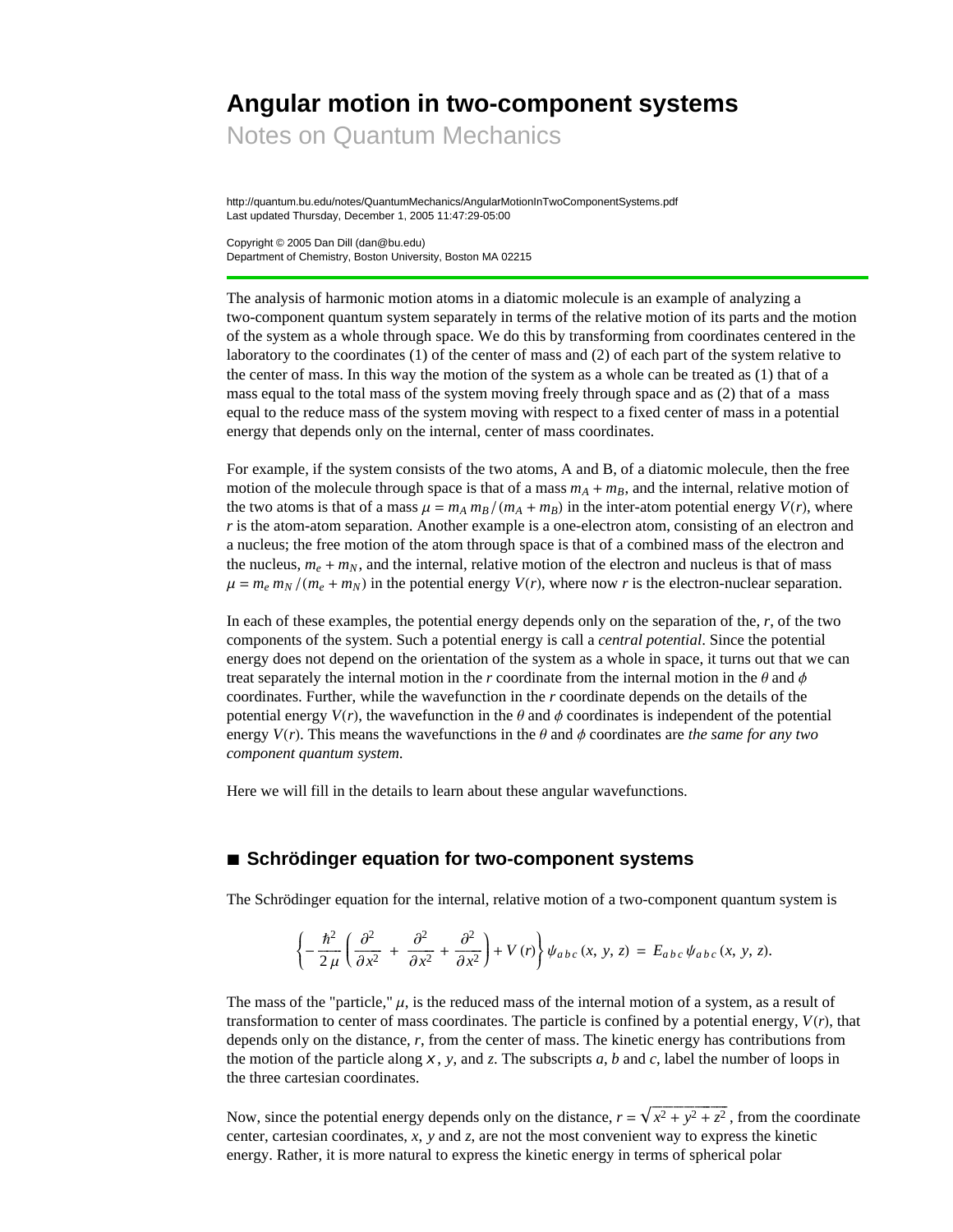# Angular motion in two-component systems

## Notes on Quantum Mechanics

http://quantum.bu.edu/notes/QuantumMechanics/AngularMotionInTwoComponentSystems.pdf
Last updated Thursday, December 1, 2005 11:47:29-05:00

Copyright © 2005 Dan Dill (dan@bu.edu)
Department of Chemistry, Boston University, Boston MA 02215

---

The analysis of harmonic motion atoms in a diatomic molecule is an example of analyzing a two-component quantum system separately in terms of the relative motion of its parts and the motion of the system as a whole through space. We do this by transforming from coordinates centered in the laboratory to the coordinates (1) of the center of mass and (2) of each part of the system relative to the center of mass. In this way the motion of the system as a whole can be treated as (1) that of a mass equal to the total mass of the system moving freely through space and as (2) that of a mass equal to the reduce mass of the system moving with respect to a fixed center of mass in a potential energy that depends only on the internal, center of mass coordinates.

For example, if the system consists of the two atoms, A and B, of a diatomic molecule, then the free motion of the molecule through space is that of a mass $m_A + m_B$, and the internal, relative motion of the two atoms is that of a mass $\mu = m_A\, m_B / (m_A + m_B)$ in the inter-atom potential energy $V(r)$, where $r$ is the atom-atom separation. Another example is a one-electron atom, consisting of an electron and a nucleus; the free motion of the atom through space is that of a combined mass of the electron and the nucleus, $m_e + m_N$, and the internal, relative motion of the electron and nucleus is that of mass $\mu = m_e\, m_N / (m_e + m_N)$ in the potential energy $V(r)$, where now $r$ is the electron-nuclear separation.

In each of these examples, the potential energy depends only on the separation of the, $r$, of the two components of the system. Such a potential energy is call a *central potential*. Since the potential energy does not depend on the orientation of the system as a whole in space, it turns out that we can treat separately the internal motion in the $r$ coordinate from the internal motion in the $\theta$ and $\phi$ coordinates. Further, while the wavefunction in the $r$ coordinate depends on the details of the potential energy $V(r)$, the wavefunction in the $\theta$ and $\phi$ coordinates is independent of the potential energy $V(r)$. This means the wavefunctions in the $\theta$ and $\phi$ coordinates are *the same for any two component quantum system.*

Here we will fill in the details to learn about these angular wavefunctions.

## ■ Schrödinger equation for two-component systems

The Schrödinger equation for the internal, relative motion of a two-component quantum system is

$$\left\{-\frac{\hbar^2}{2\,\mu}\left(\frac{\partial^2}{\partial x^2} + \frac{\partial^2}{\partial x^2} + \frac{\partial^2}{\partial x^2}\right) + V(r)\right\}\psi_{a\,b\,c}(x,\,y,\,z) = E_{a\,b\,c}\,\psi_{a\,b\,c}(x,\,y,\,z).$$

The mass of the "particle," $\mu$, is the reduced mass of the internal motion of a system, as a result of transformation to center of mass coordinates. The particle is confined by a potential energy, $V(r)$, that depends only on the distance, $r$, from the center of mass. The kinetic energy has contributions from the motion of the particle along $x$, $y$, and $z$. The subscripts $a$, $b$ and $c$, label the number of loops in the three cartesian coordinates.

Now, since the potential energy depends only on the distance, $r = \sqrt{x^2 + y^2 + z^2}$, from the coordinate center, cartesian coordinates, $x$, $y$ and $z$, are not the most convenient way to express the kinetic energy. Rather, it is more natural to express the kinetic energy in terms of spherical polar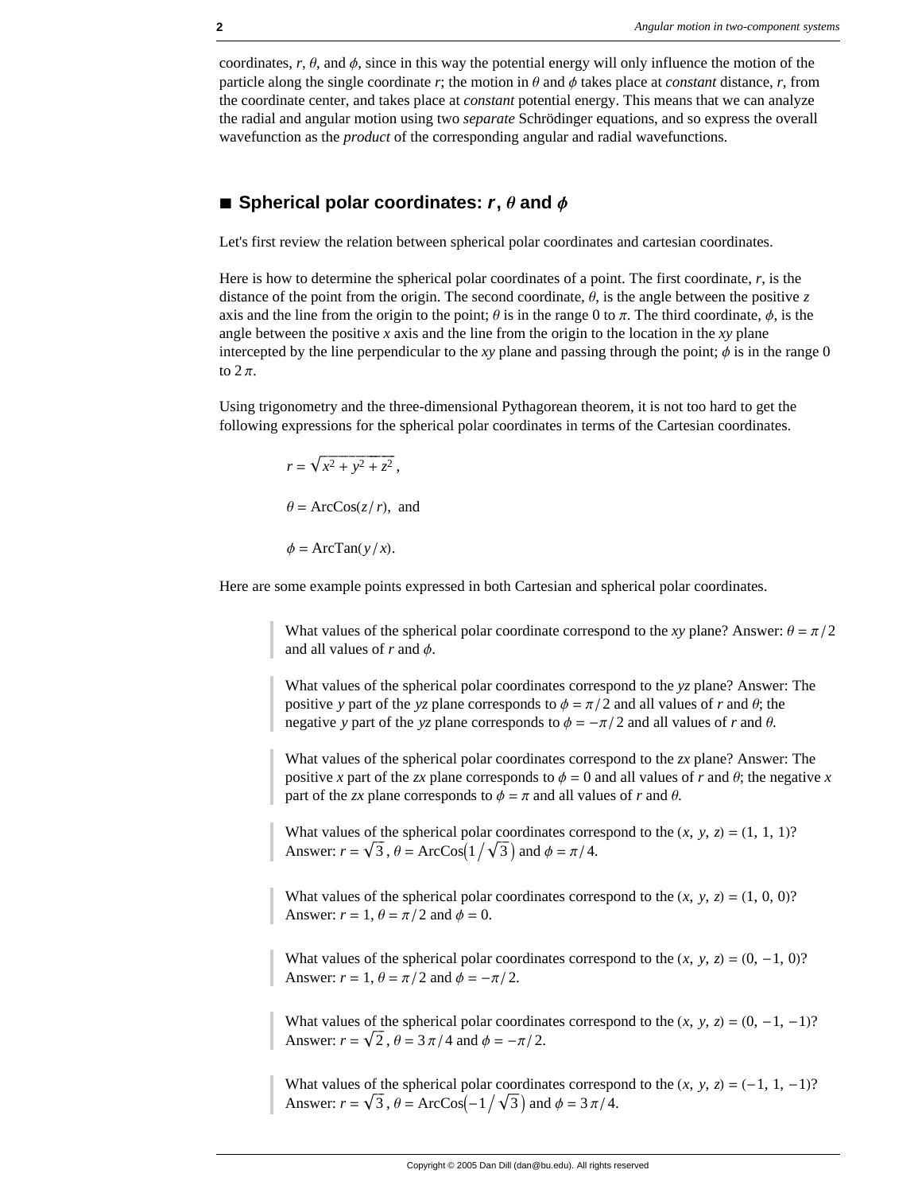coordinates, $r$, $\theta$, and $\phi$, since in this way the potential energy will only influence the motion of the particle along the single coordinate $r$; the motion in $\theta$ and $\phi$ takes place at *constant* distance, $r$, from the coordinate center, and takes place at *constant* potential energy. This means that we can analyze the radial and angular motion using two *separate* Schrödinger equations, and so express the overall wavefunction as the *product* of the corresponding angular and radial wavefunctions.

## ■ Spherical polar coordinates: $r$, $\theta$ and $\phi$

Let's first review the relation between spherical polar coordinates and cartesian coordinates.

Here is how to determine the spherical polar coordinates of a point. The first coordinate, $r$, is the distance of the point from the origin. The second coordinate, $\theta$, is the angle between the positive $z$ axis and the line from the origin to the point; $\theta$ is in the range 0 to $\pi$. The third coordinate, $\phi$, is the angle between the positive $x$ axis and the line from the origin to the location in the $xy$ plane intercepted by the line perpendicular to the $xy$ plane and passing through the point; $\phi$ is in the range 0 to $2\pi$.

Using trigonometry and the three-dimensional Pythagorean theorem, it is not too hard to get the following expressions for the spherical polar coordinates in terms of the Cartesian coordinates.

$$r = \sqrt{x^2 + y^2 + z^2},$$

$$\theta = \text{ArcCos}(z/r), \text{ and}$$

$$\phi = \text{ArcTan}(y/x).$$

Here are some example points expressed in both Cartesian and spherical polar coordinates.

> What values of the spherical polar coordinate correspond to the $xy$ plane? Answer: $\theta = \pi/2$ and all values of $r$ and $\phi$.

> What values of the spherical polar coordinates correspond to the $yz$ plane? Answer: The positive $y$ part of the $yz$ plane corresponds to $\phi = \pi/2$ and all values of $r$ and $\theta$; the negative $y$ part of the $yz$ plane corresponds to $\phi = -\pi/2$ and all values of $r$ and $\theta$.

> What values of the spherical polar coordinates correspond to the $zx$ plane? Answer: The positive $x$ part of the $zx$ plane corresponds to $\phi = 0$ and all values of $r$ and $\theta$; the negative $x$ part of the $zx$ plane corresponds to $\phi = \pi$ and all values of $r$ and $\theta$.

> What values of the spherical polar coordinates correspond to the $(x, y, z) = (1, 1, 1)$? Answer: $r = \sqrt{3}$, $\theta = \text{ArcCos}(1/\sqrt{3})$ and $\phi = \pi/4$.

> What values of the spherical polar coordinates correspond to the $(x, y, z) = (1, 0, 0)$? Answer: $r = 1$, $\theta = \pi/2$ and $\phi = 0$.

> What values of the spherical polar coordinates correspond to the $(x, y, z) = (0, -1, 0)$? Answer: $r = 1$, $\theta = \pi/2$ and $\phi = -\pi/2$.

> What values of the spherical polar coordinates correspond to the $(x, y, z) = (0, -1, -1)$? Answer: $r = \sqrt{2}$, $\theta = 3\pi/4$ and $\phi = -\pi/2$.

> What values of the spherical polar coordinates correspond to the $(x, y, z) = (-1, 1, -1)$? Answer: $r = \sqrt{3}$, $\theta = \text{ArcCos}(-1/\sqrt{3})$ and $\phi = 3\pi/4$.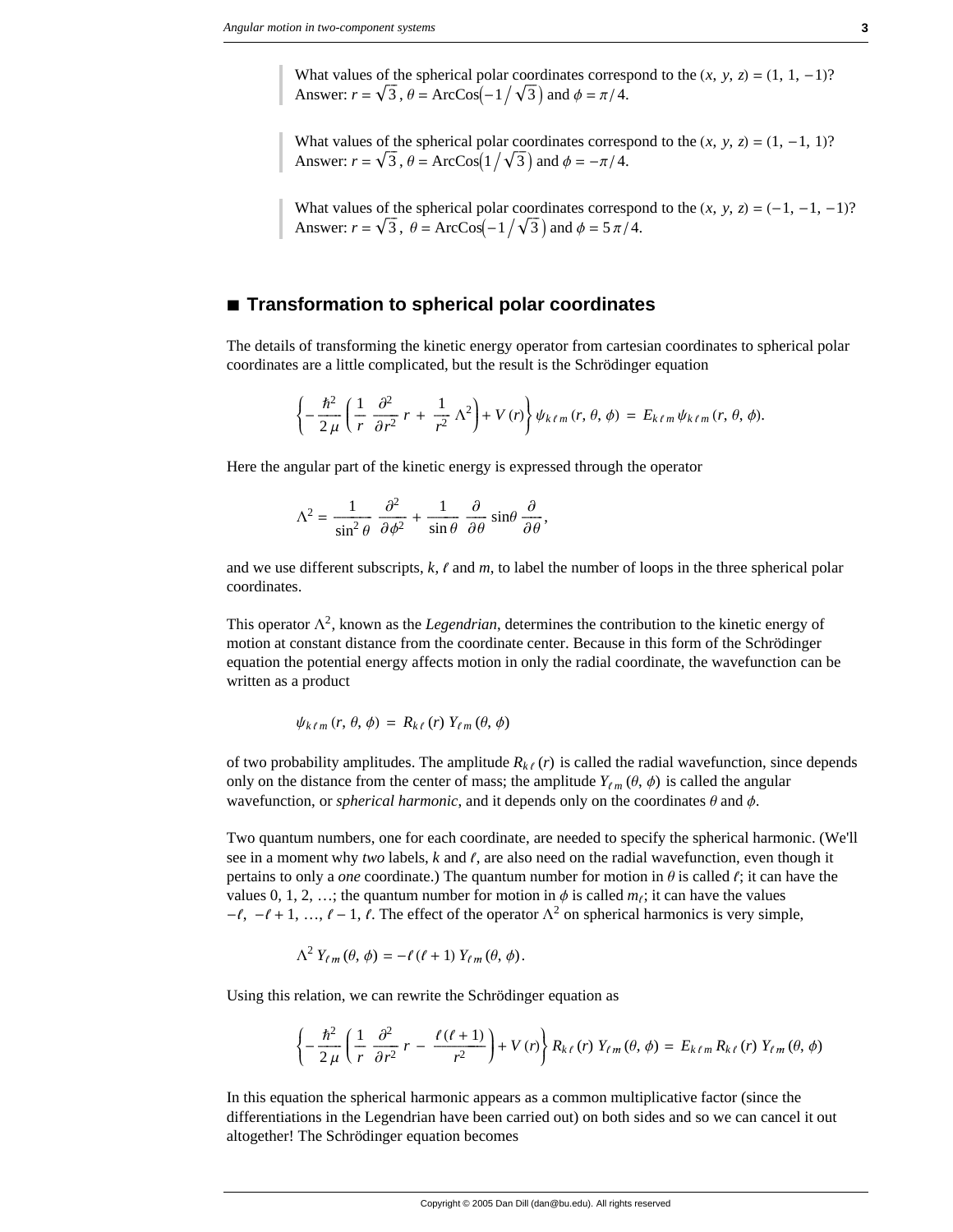> What values of the spherical polar coordinates correspond to the $(x, y, z) = (1, 1, -1)$?
> Answer: $r = \sqrt{3}$, $\theta = \text{ArcCos}\left(-1 \big/ \sqrt{3}\right)$ and $\phi = \pi/4$.

> What values of the spherical polar coordinates correspond to the $(x, y, z) = (1, -1, 1)$?
> Answer: $r = \sqrt{3}$, $\theta = \text{ArcCos}\left(1 \big/ \sqrt{3}\right)$ and $\phi = -\pi/4$.

> What values of the spherical polar coordinates correspond to the $(x, y, z) = (-1, -1, -1)$?
> Answer: $r = \sqrt{3}$, $\theta = \text{ArcCos}\left(-1 \big/ \sqrt{3}\right)$ and $\phi = 5\pi/4$.

## ■ Transformation to spherical polar coordinates

The details of transforming the kinetic energy operator from cartesian coordinates to spherical polar coordinates are a little complicated, but the result is the Schrödinger equation

$$\left\{-\frac{\hbar^2}{2\mu}\left(\frac{1}{r}\frac{\partial^2}{\partial r^2}r + \frac{1}{r^2}\Lambda^2\right) + V(r)\right\}\psi_{k\ell m}(r, \theta, \phi) = E_{k\ell m}\,\psi_{k\ell m}(r, \theta, \phi).$$

Here the angular part of the kinetic energy is expressed through the operator

$$\Lambda^2 = \frac{1}{\sin^2\theta}\frac{\partial^2}{\partial\phi^2} + \frac{1}{\sin\theta}\frac{\partial}{\partial\theta}\sin\theta\frac{\partial}{\partial\theta},$$

and we use different subscripts, $k$, $\ell$ and $m$, to label the number of loops in the three spherical polar coordinates.

This operator $\Lambda^2$, known as the *Legendrian*, determines the contribution to the kinetic energy of motion at constant distance from the coordinate center. Because in this form of the Schrödinger equation the potential energy affects motion in only the radial coordinate, the wavefunction can be written as a product

$$\psi_{k\ell m}(r, \theta, \phi) = R_{k\ell}(r)\,Y_{\ell m}(\theta, \phi)$$

of two probability amplitudes. The amplitude $R_{k\ell}(r)$ is called the radial wavefunction, since depends only on the distance from the center of mass; the amplitude $Y_{\ell m}(\theta, \phi)$ is called the angular wavefunction, or *spherical harmonic*, and it depends only on the coordinates $\theta$ and $\phi$.

Two quantum numbers, one for each coordinate, are needed to specify the spherical harmonic. (We'll see in a moment why *two* labels, $k$ and $\ell$, are also need on the radial wavefunction, even though it pertains to only a *one* coordinate.) The quantum number for motion in $\theta$ is called $\ell$; it can have the values 0, 1, 2, …; the quantum number for motion in $\phi$ is called $m_\ell$; it can have the values $-\ell, -\ell+1, \ldots, \ell-1, \ell$. The effect of the operator $\Lambda^2$ on spherical harmonics is very simple,

$$\Lambda^2\,Y_{\ell m}(\theta, \phi) = -\ell(\ell+1)\,Y_{\ell m}(\theta, \phi).$$

Using this relation, we can rewrite the Schrödinger equation as

$$\left\{-\frac{\hbar^2}{2\mu}\left(\frac{1}{r}\frac{\partial^2}{\partial r^2}r - \frac{\ell(\ell+1)}{r^2}\right) + V(r)\right\}R_{k\ell}(r)\,Y_{\ell m}(\theta, \phi) = E_{k\ell m}\,R_{k\ell}(r)\,Y_{\ell m}(\theta, \phi)$$

In this equation the spherical harmonic appears as a common multiplicative factor (since the differentiations in the Legendrian have been carried out) on both sides and so we can cancel it out altogether! The Schrödinger equation becomes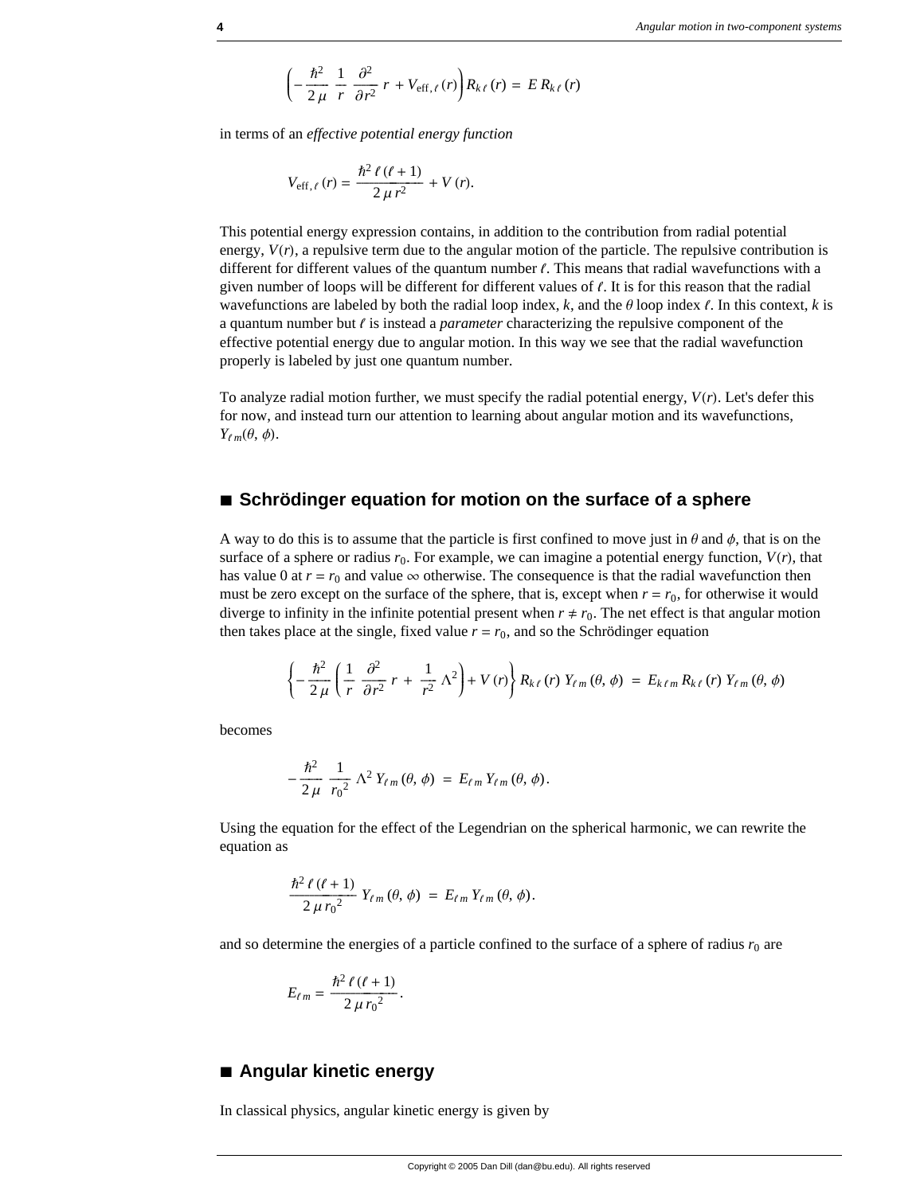$$\left(-\frac{\hbar^2}{2\,\mu}\,\frac{1}{r}\,\frac{\partial^2}{\partial r^2}\,r\,+V_{\text{eff},\,\ell}\,(r)\right)R_{k\,\ell}\,(r)\,=\,E\,R_{k\,\ell}\,(r)$$

in terms of an *effective potential energy function*

$$V_{\text{eff},\,\ell}\,(r) = \frac{\hbar^2\,\ell\,(\ell+1)}{2\,\mu\,r^2} + V\,(r).$$

This potential energy expression contains, in addition to the contribution from radial potential energy, $V(r)$, a repulsive term due to the angular motion of the particle. The repulsive contribution is different for different values of the quantum number $\ell$. This means that radial wavefunctions with a given number of loops will be different for different values of $\ell$. It is for this reason that the radial wavefunctions are labeled by both the radial loop index, $k$, and the $\theta$ loop index $\ell$. In this context, $k$ is a quantum number but $\ell$ is instead a *parameter* characterizing the repulsive component of the effective potential energy due to angular motion. In this way we see that the radial wavefunction properly is labeled by just one quantum number.

To analyze radial motion further, we must specify the radial potential energy, $V(r)$. Let's defer this for now, and instead turn our attention to learning about angular motion and its wavefunctions, $Y_{\ell\,m}(\theta,\,\phi)$.

## ■ Schrödinger equation for motion on the surface of a sphere

A way to do this is to assume that the particle is first confined to move just in $\theta$ and $\phi$, that is on the surface of a sphere or radius $r_0$. For example, we can imagine a potential energy function, $V(r)$, that has value 0 at $r = r_0$ and value $\infty$ otherwise. The consequence is that the radial wavefunction then must be zero except on the surface of the sphere, that is, except when $r = r_0$, for otherwise it would diverge to infinity in the infinite potential present when $r \neq r_0$. The net effect is that angular motion then takes place at the single, fixed value $r = r_0$, and so the Schrödinger equation

$$\left\{-\frac{\hbar^2}{2\,\mu}\left(\frac{1}{r}\,\frac{\partial^2}{\partial r^2}\,r\,+\,\frac{1}{r^2}\,\Lambda^2\right)+V\,(r)\right\}R_{k\,\ell}\,(r)\,Y_{\ell\,m}\,(\theta,\,\phi)\;=\;E_{k\,\ell\,m}\,R_{k\,\ell}\,(r)\,Y_{\ell\,m}\,(\theta,\,\phi)$$

becomes

$$-\frac{\hbar^2}{2\,\mu}\,\frac{1}{{r_0}^2}\,\Lambda^2\,Y_{\ell\,m}\,(\theta,\,\phi)\;=\;E_{\ell\,m}\,Y_{\ell\,m}\,(\theta,\,\phi).$$

Using the equation for the effect of the Legendrian on the spherical harmonic, we can rewrite the equation as

$$\frac{\hbar^2\,\ell\,(\ell+1)}{2\,\mu\,{r_0}^2}\,Y_{\ell\,m}\,(\theta,\,\phi)\;=\;E_{\ell\,m}\,Y_{\ell\,m}\,(\theta,\,\phi).$$

and so determine the energies of a particle confined to the surface of a sphere of radius $r_0$ are

$$E_{\ell\,m} = \frac{\hbar^2\,\ell\,(\ell+1)}{2\,\mu\,{r_0}^2}.$$

## ■ Angular kinetic energy

In classical physics, angular kinetic energy is given by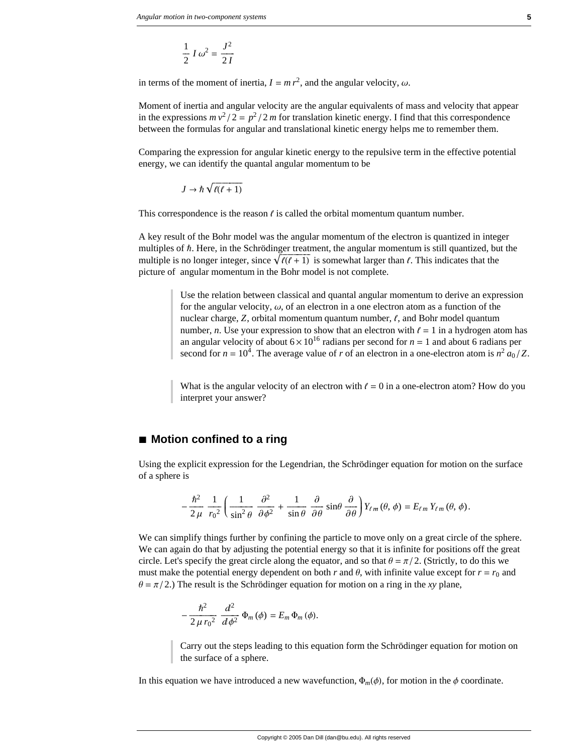$$\frac{1}{2} I \omega^2 = \frac{J^2}{2I}$$

in terms of the moment of inertia, $I = m r^2$, and the angular velocity, $\omega$.

Moment of inertia and angular velocity are the angular equivalents of mass and velocity that appear in the expressions $m v^2 / 2 = p^2 / 2m$ for translation kinetic energy. I find that this correspondence between the formulas for angular and translational kinetic energy helps me to remember them.

Comparing the expression for angular kinetic energy to the repulsive term in the effective potential energy, we can identify the quantal angular momentum to be

$$J \to \hbar \sqrt{\ell(\ell+1)}$$

This correspondence is the reason $\ell$ is called the orbital momentum quantum number.

A key result of the Bohr model was the angular momentum of the electron is quantized in integer multiples of $\hbar$. Here, in the Schrödinger treatment, the angular momentum is still quantized, but the multiple is no longer integer, since $\sqrt{\ell(\ell+1)}$ is somewhat larger than $\ell$. This indicates that the picture of angular momentum in the Bohr model is not complete.

> Use the relation between classical and quantal angular momentum to derive an expression for the angular velocity, $\omega$, of an electron in a one electron atom as a function of the nuclear charge, $Z$, orbital momentum quantum number, $\ell$, and Bohr model quantum number, $n$. Use your expression to show that an electron with $\ell = 1$ in a hydrogen atom has an angular velocity of about $6 \times 10^{16}$ radians per second for $n = 1$ and about 6 radians per second for $n = 10^4$. The average value of $r$ of an electron in a one-electron atom is $n^2 a_0 / Z$.

> What is the angular velocity of an electron with $\ell = 0$ in a one-electron atom? How do you interpret your answer?

## ■ Motion confined to a ring

Using the explicit expression for the Legendrian, the Schrödinger equation for motion on the surface of a sphere is

$$-\frac{\hbar^2}{2\mu} \frac{1}{r_0^2} \left( \frac{1}{\sin^2\theta} \frac{\partial^2}{\partial \phi^2} + \frac{1}{\sin\theta} \frac{\partial}{\partial \theta} \sin\theta \frac{\partial}{\partial \theta} \right) Y_{\ell m}(\theta, \phi) = E_{\ell m} Y_{\ell m}(\theta, \phi).$$

We can simplify things further by confining the particle to move only on a great circle of the sphere. We can again do that by adjusting the potential energy so that it is infinite for positions off the great circle. Let's specify the great circle along the equator, and so that $\theta = \pi/2$. (Strictly, to do this we must make the potential energy dependent on both $r$ and $\theta$, with infinite value except for $r = r_0$ and $\theta = \pi/2$.) The result is the Schrödinger equation for motion on a ring in the *xy* plane,

$$-\frac{\hbar^2}{2\mu r_0^2} \frac{d^2}{d\phi^2} \Phi_m(\phi) = E_m \Phi_m(\phi).$$

> Carry out the steps leading to this equation form the Schrödinger equation for motion on the surface of a sphere.

In this equation we have introduced a new wavefunction, $\Phi_m(\phi)$, for motion in the $\phi$ coordinate.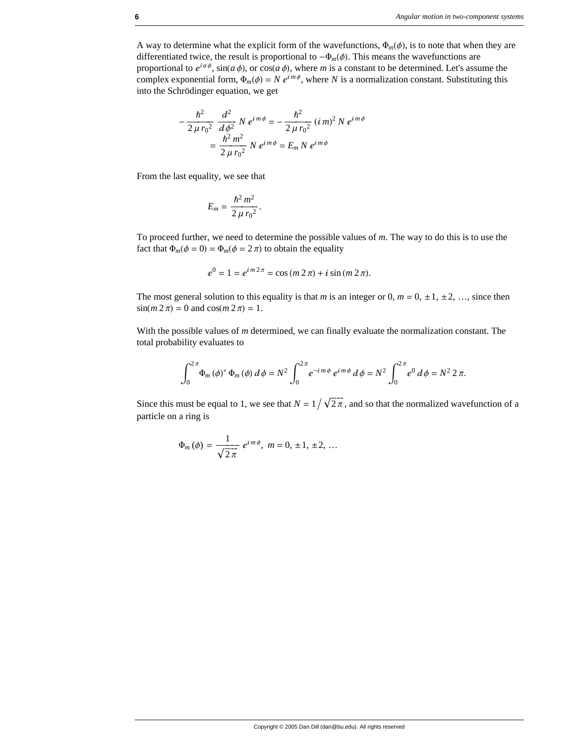A way to determine what the explicit form of the wavefunctions, $\Phi_m(\phi)$, is to note that when they are differentiated twice, the result is proportional to $-\Phi_m(\phi)$. This means the wavefunctions are proportional to $e^{i a \phi}$, $\sin(a\,\phi)$, or $\cos(a\,\phi)$, where $m$ is a constant to be determined. Let's assume the complex exponential form, $\Phi_m(\phi) = N\,e^{i m \phi}$, where $N$ is a normalization constant. Substituting this into the Schrödinger equation, we get

$$
\begin{aligned}
-\frac{\hbar^2}{2\,\mu\,r_0^2}\,\frac{d^2}{d\phi^2}\,N\,e^{i m \phi} &= -\frac{\hbar^2}{2\,\mu\,r_0^2}\,(i\,m)^2\,N\,e^{i m \phi} \\
&= \frac{\hbar^2\,m^2}{2\,\mu\,r_0^2}\,N\,e^{i m \phi} = E_m\,N\,e^{i m \phi}
\end{aligned}
$$

From the last equality, we see that

$$
E_m = \frac{\hbar^2\,m^2}{2\,\mu\,r_0^2}.
$$

To proceed further, we need to determine the possible values of $m$. The way to do this is to use the fact that $\Phi_m(\phi = 0) = \Phi_m(\phi = 2\,\pi)$ to obtain the equality

$$
e^0 = 1 = e^{i\,m\,2\,\pi} = \cos(m\,2\,\pi) + i\,\sin(m\,2\,\pi).
$$

The most general solution to this equality is that $m$ is an integer or 0, $m = 0, \pm 1, \pm 2, \ldots$, since then $\sin(m\,2\,\pi) = 0$ and $\cos(m\,2\,\pi) = 1$.

With the possible values of $m$ determined, we can finally evaluate the normalization constant. The total probability evaluates to

$$
\int_0^{2\pi} \Phi_m(\phi)^*\,\Phi_m(\phi)\,d\phi = N^2 \int_0^{2\pi} e^{-i m \phi}\,e^{i m \phi}\,d\phi = N^2 \int_0^{2\pi} e^0\,d\phi = N^2\,2\,\pi.
$$

Since this must be equal to 1, we see that $N = 1\big/\sqrt{2\,\pi}$, and so that the normalized wavefunction of a particle on a ring is

$$
\Phi_m(\phi) = \frac{1}{\sqrt{2\,\pi}}\,e^{i m \phi},\;\; m = 0, \pm 1, \pm 2, \ldots
$$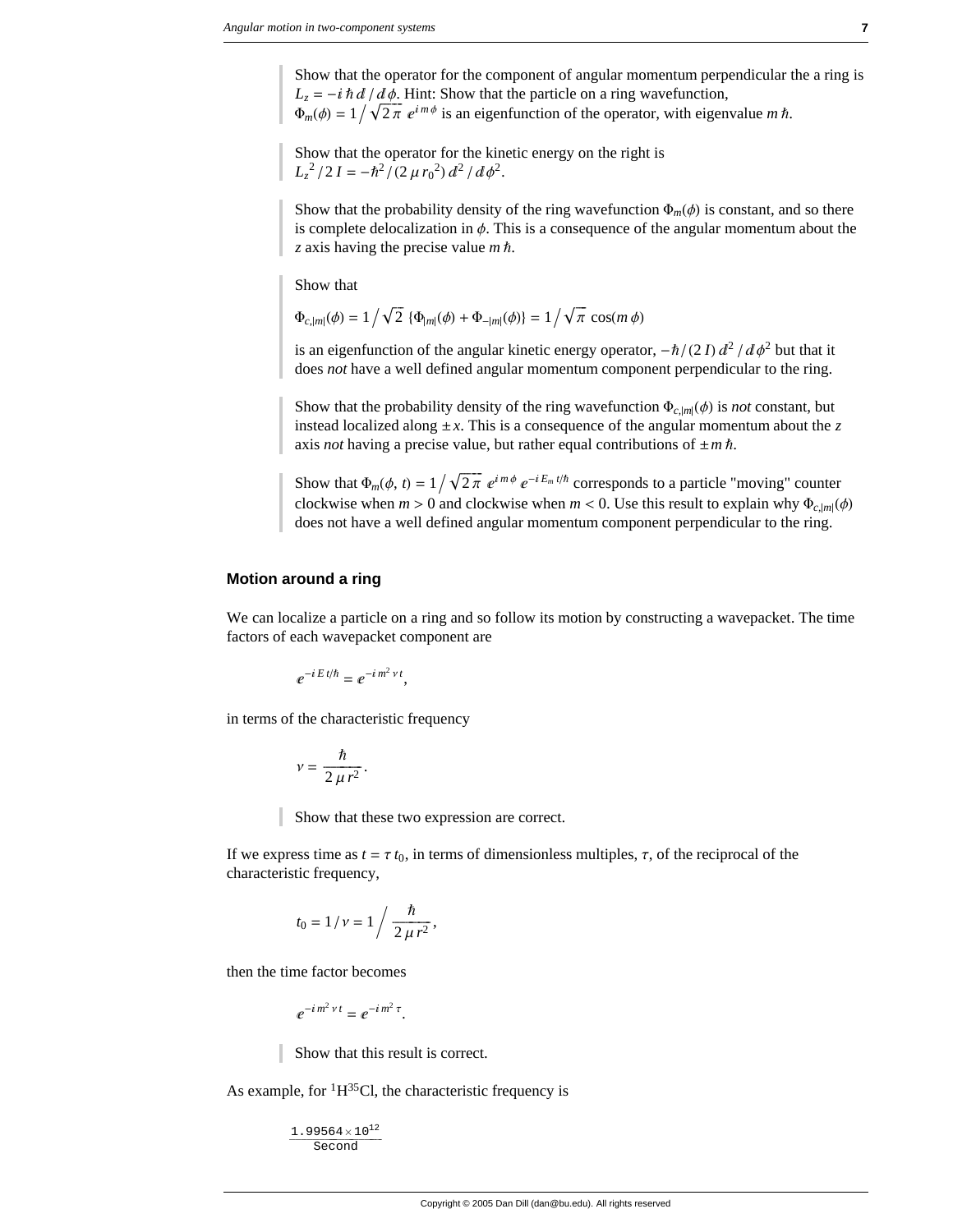> Show that the operator for the component of angular momentum perpendicular the a ring is $L_z = -i \hbar \, d / d\phi$. Hint: Show that the particle on a ring wavefunction, $\Phi_m(\phi) = 1 / \sqrt{2\pi} \, e^{i m \phi}$ is an eigenfunction of the operator, with eigenvalue $m \hbar$.

> Show that the operator for the kinetic energy on the right is $L_z^2 / 2I = -\hbar^2 / (2 \mu r_0^2) \, d^2 / d\phi^2$.

> Show that the probability density of the ring wavefunction $\Phi_m(\phi)$ is constant, and so there is complete delocalization in $\phi$. This is a consequence of the angular momentum about the $z$ axis having the precise value $m \hbar$.

> Show that
>
> $$\Phi_{c,|m|}(\phi) = 1 / \sqrt{2} \, \{\Phi_{|m|}(\phi) + \Phi_{-|m|}(\phi)\} = 1 / \sqrt{\pi} \, \cos(m \phi)$$
>
> is an eigenfunction of the angular kinetic energy operator, $-\hbar / (2 I) \, d^2 / d\phi^2$ but that it does *not* have a well defined angular momentum component perpendicular to the ring.

> Show that the probability density of the ring wavefunction $\Phi_{c,|m|}(\phi)$ is *not* constant, but instead localized along $\pm x$. This is a consequence of the angular momentum about the $z$ axis *not* having a precise value, but rather equal contributions of $\pm m \hbar$.

> Show that $\Phi_m(\phi, t) = 1 / \sqrt{2\pi} \, e^{i m \phi} \, e^{-i E_m t / \hbar}$ corresponds to a particle "moving" counter clockwise when $m > 0$ and clockwise when $m < 0$. Use this result to explain why $\Phi_{c,|m|}(\phi)$ does not have a well defined angular momentum component perpendicular to the ring.

### Motion around a ring

We can localize a particle on a ring and so follow its motion by constructing a wavepacket. The time factors of each wavepacket component are

$$e^{-i E t / \hbar} = e^{-i m^2 \nu t},$$

in terms of the characteristic frequency

$$\nu = \frac{\hbar}{2 \mu r^2}.$$

> Show that these two expression are correct.

If we express time as $t = \tau \, t_0$, in terms of dimensionless multiples, $\tau$, of the reciprocal of the characteristic frequency,

$$t_0 = 1 / \nu = 1 \bigg/ \frac{\hbar}{2 \mu r^2},$$

then the time factor becomes

$$e^{-i m^2 \nu t} = e^{-i m^2 \tau}.$$

> Show that this result is correct.

As example, for $^{1}H^{35}Cl$, the characteristic frequency is

$$\frac{1.99564 \times 10^{12}}{\text{Second}}$$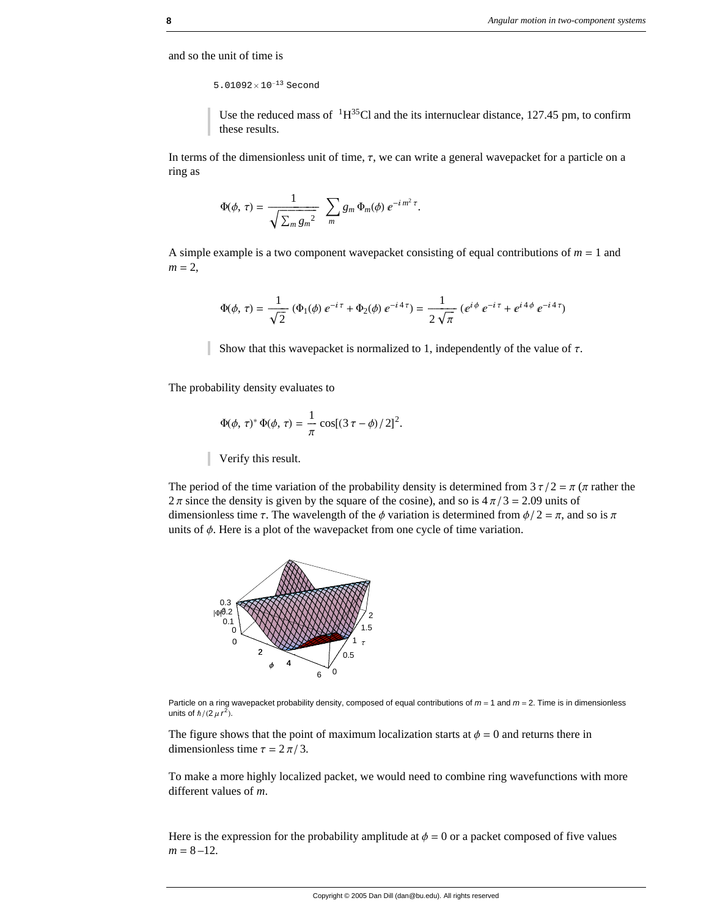and so the unit of time is

```
5.01092 × 10^-13 Second
```

> Use the reduced mass of $^{1}H^{35}Cl$ and the its internuclear distance, 127.45 pm, to confirm these results.

In terms of the dimensionless unit of time, $\tau$, we can write a general wavepacket for a particle on a ring as

$$\Phi(\phi, \tau) = \frac{1}{\sqrt{\sum_m {g_m}^2}} \sum_m g_m \, \Phi_m(\phi) \, e^{-i m^2 \tau}.$$

A simple example is a two component wavepacket consisting of equal contributions of $m = 1$ and $m = 2$,

$$\Phi(\phi, \tau) = \frac{1}{\sqrt{2}} \left(\Phi_1(\phi) \, e^{-i \tau} + \Phi_2(\phi) \, e^{-i 4 \tau}\right) = \frac{1}{2\sqrt{\pi}} \left(e^{i \phi} \, e^{-i \tau} + e^{i 4 \phi} \, e^{-i 4 \tau}\right)$$

> Show that this wavepacket is normalized to 1, independently of the value of $\tau$.

The probability density evaluates to

$$\Phi(\phi, \tau)^* \, \Phi(\phi, \tau) = \frac{1}{\pi} \cos[(3\tau - \phi)/2]^2.$$

> Verify this result.

The period of the time variation of the probability density is determined from $3\tau/2 = \pi$ ($\pi$ rather the $2\pi$ since the density is given by the square of the cosine), and so is $4\pi/3 = 2.09$ units of dimensionless time $\tau$. The wavelength of the $\phi$ variation is determined from $\phi/2 = \pi$, and so is $\pi$ units of $\phi$. Here is a plot of the wavepacket from one cycle of time variation.

Particle on a ring wavepacket probability density, composed of equal contributions of $m = 1$ and $m = 2$. Time is in dimensionless units of $\hbar/(2\mu r^2)$.

The figure shows that the point of maximum localization starts at $\phi = 0$ and returns there in dimensionless time $\tau = 2\pi/3$.

To make a more highly localized packet, we would need to combine ring wavefunctions with more different values of $m$.

Here is the expression for the probability amplitude at $\phi = 0$ or a packet composed of five values $m = 8$ –12.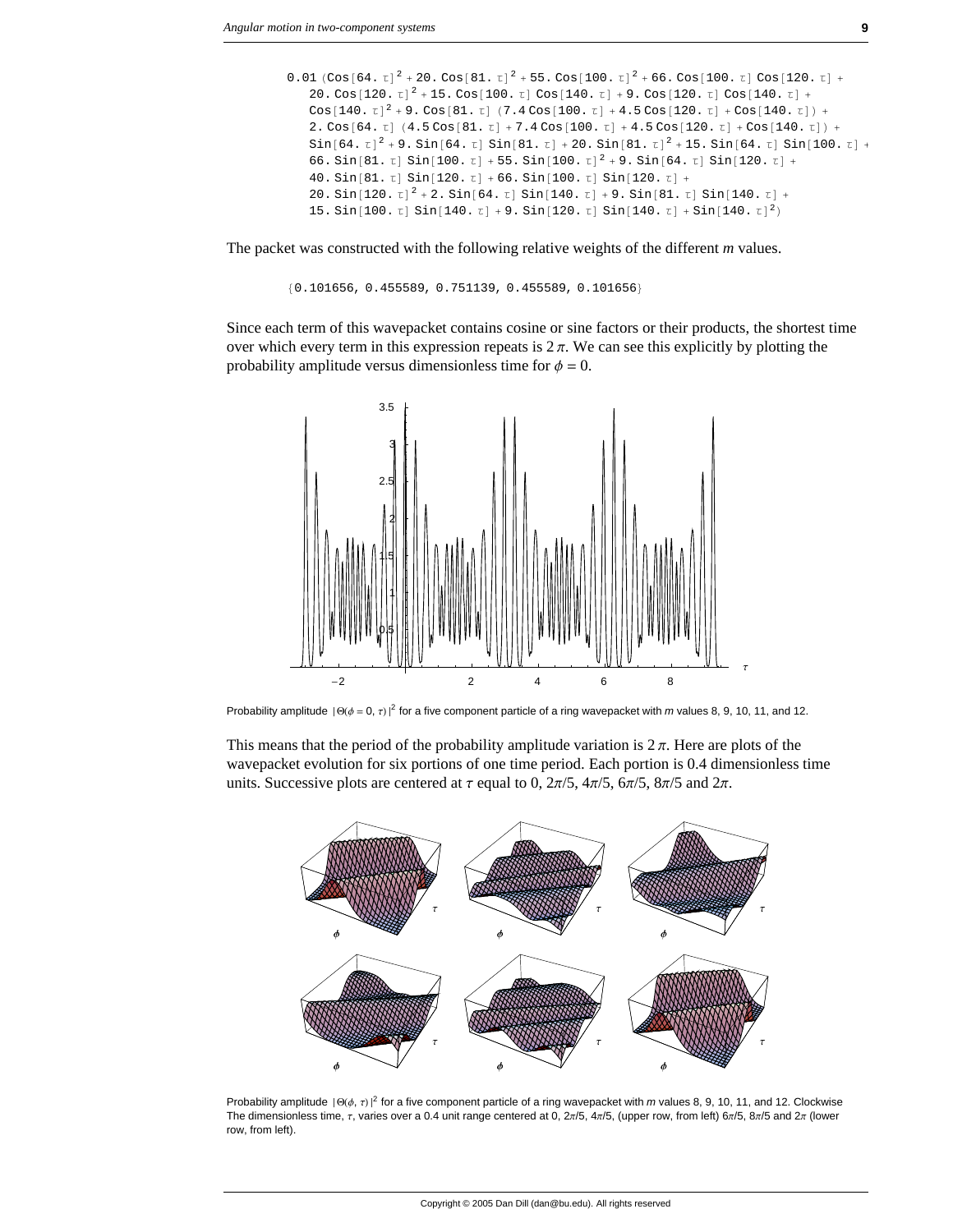```
0.01 (Cos[64. τ]^2 + 20. Cos[81. τ]^2 + 55. Cos[100. τ]^2 + 66. Cos[100. τ] Cos[120. τ] +
   20. Cos[120. τ]^2 + 15. Cos[100. τ] Cos[140. τ] + 9. Cos[120. τ] Cos[140. τ] +
   Cos[140. τ]^2 + 9. Cos[81. τ] (7.4 Cos[100. τ] + 4.5 Cos[120. τ] + Cos[140. τ]) +
   2. Cos[64. τ] (4.5 Cos[81. τ] + 7.4 Cos[100. τ] + 4.5 Cos[120. τ] + Cos[140. τ]) +
   Sin[64. τ]^2 + 9. Sin[64. τ] Sin[81. τ] + 20. Sin[81. τ]^2 + 15. Sin[64. τ] Sin[100. τ] +
   66. Sin[81. τ] Sin[100. τ] + 55. Sin[100. τ]^2 + 9. Sin[64. τ] Sin[120. τ] +
   40. Sin[81. τ] Sin[120. τ] + 66. Sin[100. τ] Sin[120. τ] +
   20. Sin[120. τ]^2 + 2. Sin[64. τ] Sin[140. τ] + 9. Sin[81. τ] Sin[140. τ] +
   15. Sin[100. τ] Sin[140. τ] + 9. Sin[120. τ] Sin[140. τ] + Sin[140. τ]^2)
```

The packet was constructed with the following relative weights of the different *m* values.

```
{0.101656, 0.455589, 0.751139, 0.455589, 0.101656}
```

Since each term of this wavepacket contains cosine or sine factors or their products, the shortest time over which every term in this expression repeats is $2\pi$. We can see this explicitly by plotting the probability amplitude versus dimensionless time for $\phi = 0$.

Probability amplitude $|\Theta(\phi = 0, \tau)|^2$ for a five component particle of a ring wavepacket with *m* values 8, 9, 10, 11, and 12.

This means that the period of the probability amplitude variation is $2\pi$. Here are plots of the wavepacket evolution for six portions of one time period. Each portion is 0.4 dimensionless time units. Successive plots are centered at $\tau$ equal to 0, $2\pi/5$, $4\pi/5$, $6\pi/5$, $8\pi/5$ and $2\pi$.

Probability amplitude $|\Theta(\phi, \tau)|^2$ for a five component particle of a ring wavepacket with *m* values 8, 9, 10, 11, and 12. Clockwise The dimensionless time, $\tau$, varies over a 0.4 unit range centered at 0, $2\pi/5$, $4\pi/5$, (upper row, from left) $6\pi/5$, $8\pi/5$ and $2\pi$ (lower row, from left).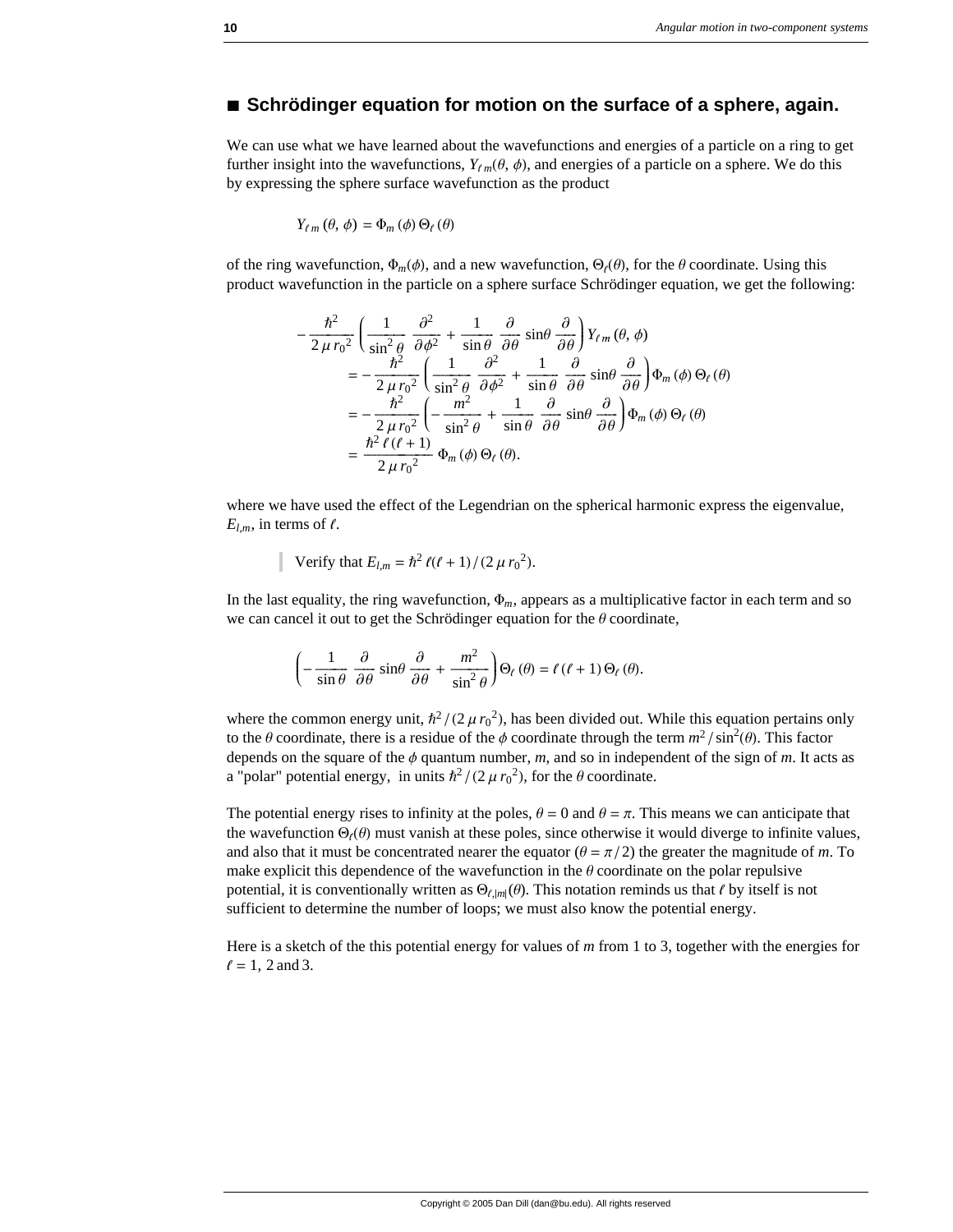## ■ Schrödinger equation for motion on the surface of a sphere, again.

We can use what we have learned about the wavefunctions and energies of a particle on a ring to get further insight into the wavefunctions, $Y_{\ell m}(\theta, \phi)$, and energies of a particle on a sphere. We do this by expressing the sphere surface wavefunction as the product

$$Y_{\ell m}(\theta, \phi) = \Phi_m(\phi)\,\Theta_\ell(\theta)$$

of the ring wavefunction, $\Phi_m(\phi)$, and a new wavefunction, $\Theta_\ell(\theta)$, for the $\theta$ coordinate. Using this product wavefunction in the particle on a sphere surface Schrödinger equation, we get the following:

$$\begin{aligned}
-\frac{\hbar^2}{2\,\mu\,r_0^2}&\left(\frac{1}{\sin^2\theta}\,\frac{\partial^2}{\partial\phi^2} + \frac{1}{\sin\theta}\,\frac{\partial}{\partial\theta}\,\sin\theta\,\frac{\partial}{\partial\theta}\right)Y_{\ell m}(\theta, \phi) \\
&= -\frac{\hbar^2}{2\,\mu\,r_0^2}\left(\frac{1}{\sin^2\theta}\,\frac{\partial^2}{\partial\phi^2} + \frac{1}{\sin\theta}\,\frac{\partial}{\partial\theta}\,\sin\theta\,\frac{\partial}{\partial\theta}\right)\Phi_m(\phi)\,\Theta_\ell(\theta) \\
&= -\frac{\hbar^2}{2\,\mu\,r_0^2}\left(-\frac{m^2}{\sin^2\theta} + \frac{1}{\sin\theta}\,\frac{\partial}{\partial\theta}\,\sin\theta\,\frac{\partial}{\partial\theta}\right)\Phi_m(\phi)\,\Theta_\ell(\theta) \\
&= \frac{\hbar^2\,\ell\,(\ell+1)}{2\,\mu\,r_0^2}\,\Phi_m(\phi)\,\Theta_\ell(\theta).
\end{aligned}$$

where we have used the effect of the Legendrian on the spherical harmonic express the eigenvalue, $E_{l,m}$, in terms of $\ell$.

> Verify that $E_{l,m} = \hbar^2\,\ell(\ell+1)/(2\,\mu\,r_0^2)$.

In the last equality, the ring wavefunction, $\Phi_m$, appears as a multiplicative factor in each term and so we can cancel it out to get the Schrödinger equation for the $\theta$ coordinate,

$$\left(-\frac{1}{\sin\theta}\,\frac{\partial}{\partial\theta}\,\sin\theta\,\frac{\partial}{\partial\theta} + \frac{m^2}{\sin^2\theta}\right)\Theta_\ell(\theta) = \ell\,(\ell+1)\,\Theta_\ell(\theta).$$

where the common energy unit, $\hbar^2/(2\,\mu\,r_0^2)$, has been divided out. While this equation pertains only to the $\theta$ coordinate, there is a residue of the $\phi$ coordinate through the term $m^2/\sin^2(\theta)$. This factor depends on the square of the $\phi$ quantum number, $m$, and so in independent of the sign of $m$. It acts as a "polar" potential energy, in units $\hbar^2/(2\,\mu\,r_0^2)$, for the $\theta$ coordinate.

The potential energy rises to infinity at the poles, $\theta = 0$ and $\theta = \pi$. This means we can anticipate that the wavefunction $\Theta_\ell(\theta)$ must vanish at these poles, since otherwise it would diverge to infinite values, and also that it must be concentrated nearer the equator ($\theta = \pi/2$) the greater the magnitude of $m$. To make explicit this dependence of the wavefunction in the $\theta$ coordinate on the polar repulsive potential, it is conventionally written as $\Theta_{\ell,|m|}(\theta)$. This notation reminds us that $\ell$ by itself is not sufficient to determine the number of loops; we must also know the potential energy.

Here is a sketch of the this potential energy for values of $m$ from 1 to 3, together with the energies for $\ell = 1$, 2 and 3.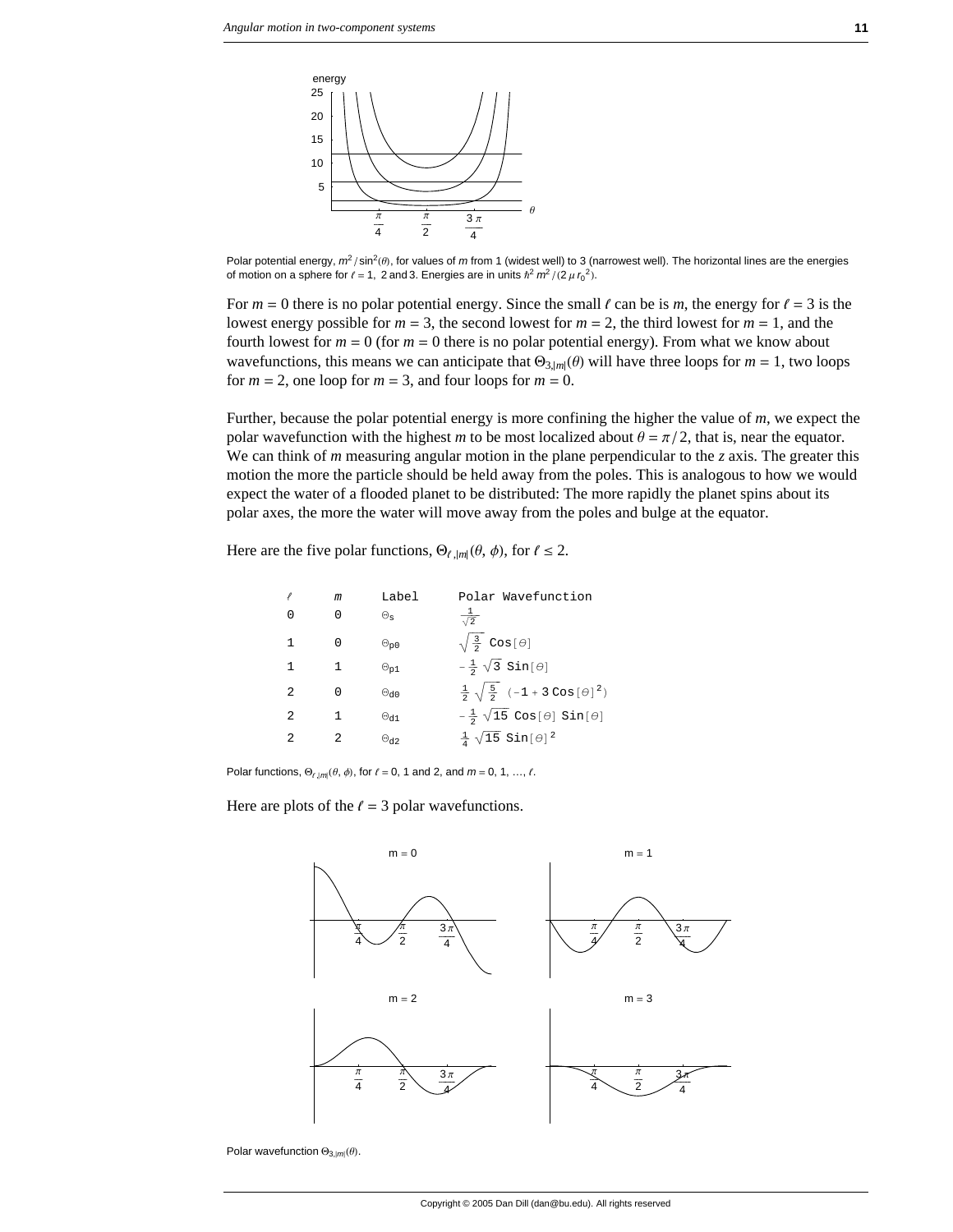Polar potential energy, $m^2/\sin^2(\theta)$, for values of $m$ from 1 (widest well) to 3 (narrowest well). The horizontal lines are the energies of motion on a sphere for $\ell = 1$, 2 and 3. Energies are in units $\hbar^2 m^2/(2\mu r_0^2)$.

For $m = 0$ there is no polar potential energy. Since the small $\ell$ can be is $m$, the energy for $\ell = 3$ is the lowest energy possible for $m = 3$, the second lowest for $m = 2$, the third lowest for $m = 1$, and the fourth lowest for $m = 0$ (for $m = 0$ there is no polar potential energy). From what we know about wavefunctions, this means we can anticipate that $\Theta_{3,|m|}(\theta)$ will have three loops for $m = 1$, two loops for $m = 2$, one loop for $m = 3$, and four loops for $m = 0$.

Further, because the polar potential energy is more confining the higher the value of $m$, we expect the polar wavefunction with the highest $m$ to be most localized about $\theta = \pi/2$, that is, near the equator. We can think of $m$ measuring angular motion in the plane perpendicular to the $z$ axis. The greater this motion the more the particle should be held away from the poles. This is analogous to how we would expect the water of a flooded planet to be distributed: The more rapidly the planet spins about its polar axes, the more the water will move away from the poles and bulge at the equator.

Here are the five polar functions, $\Theta_{\ell,|m|}(\theta, \phi)$, for $\ell \leq 2$.

| $\ell$ | $m$ | Label | Polar Wavefunction |
|---|---|---|---|
| 0 | 0 | $\Theta_s$ | $\frac{1}{\sqrt{2}}$ |
| 1 | 0 | $\Theta_{p0}$ | $\sqrt{\frac{3}{2}}\,\mathrm{Cos}[\theta]$ |
| 1 | 1 | $\Theta_{p1}$ | $-\frac{1}{2}\sqrt{3}\,\mathrm{Sin}[\theta]$ |
| 2 | 0 | $\Theta_{d0}$ | $\frac{1}{2}\sqrt{\frac{5}{2}}\,(-1 + 3\,\mathrm{Cos}[\theta]^2)$ |
| 2 | 1 | $\Theta_{d1}$ | $-\frac{1}{2}\sqrt{15}\,\mathrm{Cos}[\theta]\,\mathrm{Sin}[\theta]$ |
| 2 | 2 | $\Theta_{d2}$ | $\frac{1}{4}\sqrt{15}\,\mathrm{Sin}[\theta]^2$ |

Polar functions, $\Theta_{\ell,|m|}(\theta, \phi)$, for $\ell = 0$, 1 and 2, and $m = 0, 1, \ldots, \ell$.

Here are plots of the $\ell = 3$ polar wavefunctions.

Polar wavefunction $\Theta_{3,|m|}(\theta)$.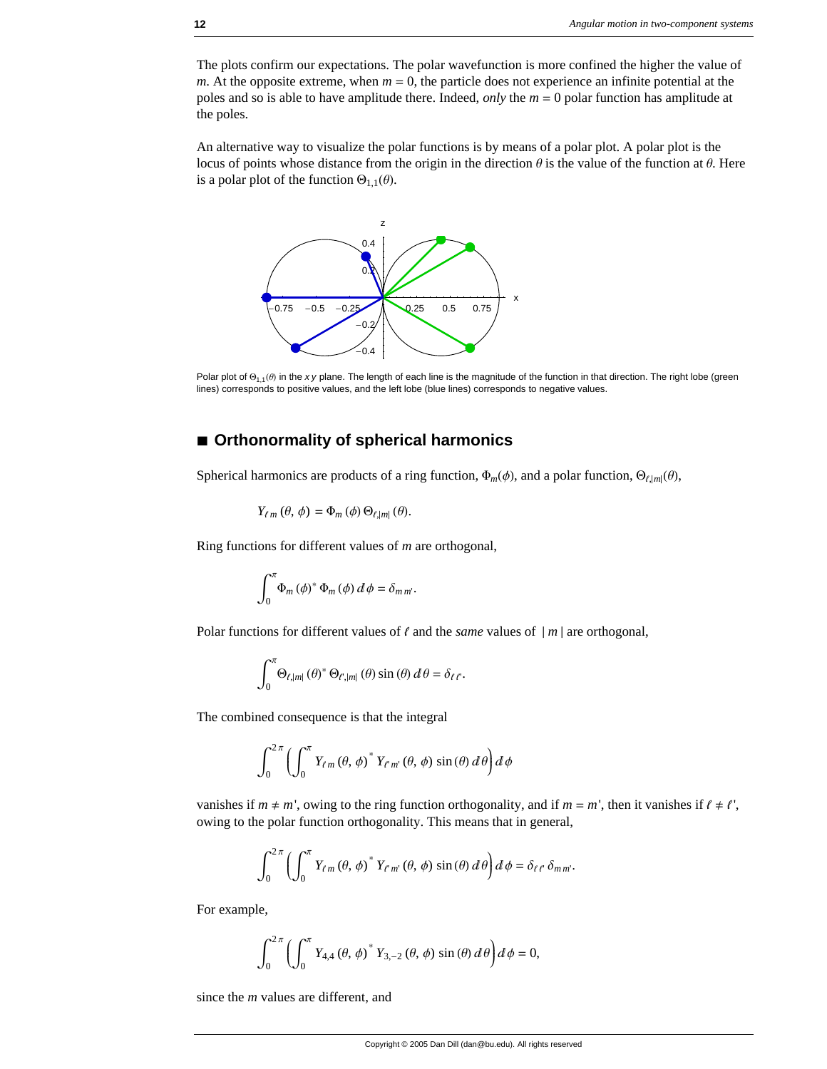The plots confirm our expectations. The polar wavefunction is more confined the higher the value of $m$. At the opposite extreme, when $m = 0$, the particle does not experience an infinite potential at the poles and so is able to have amplitude there. Indeed, *only* the $m = 0$ polar function has amplitude at the poles.

An alternative way to visualize the polar functions is by means of a polar plot. A polar plot is the locus of points whose distance from the origin in the direction $\theta$ is the value of the function at $\theta$. Here is a polar plot of the function $\Theta_{1,1}(\theta)$.

Polar plot of $\Theta_{1,1}(\theta)$ in the $x\,y$ plane. The length of each line is the magnitude of the function in that direction. The right lobe (green lines) corresponds to positive values, and the left lobe (blue lines) corresponds to negative values.

## ■ Orthonormality of spherical harmonics

Spherical harmonics are products of a ring function, $\Phi_m(\phi)$, and a polar function, $\Theta_{\ell,|m|}(\theta)$,

$$Y_{\ell\,m}(\theta, \phi) = \Phi_m(\phi)\,\Theta_{\ell,|m|}(\theta).$$

Ring functions for different values of $m$ are orthogonal,

$$\int_0^{\pi} \Phi_m(\phi)^* \,\Phi_m(\phi)\,d\phi = \delta_{m\,m'}.$$

Polar functions for different values of $\ell$ and the *same* values of $|\,m\,|$ are orthogonal,

$$\int_0^{\pi} \Theta_{\ell,|m|}(\theta)^* \,\Theta_{\ell',|m|}(\theta)\sin(\theta)\,d\theta = \delta_{\ell\,\ell'}.$$

The combined consequence is that the integral

$$\int_0^{2\pi} \left( \int_0^{\pi} Y_{\ell\,m}(\theta, \phi)^* \,Y_{\ell'\,m'}(\theta, \phi)\sin(\theta)\,d\theta \right) d\phi$$

vanishes if $m \neq m'$, owing to the ring function orthogonality, and if $m = m'$, then it vanishes if $\ell \neq \ell'$, owing to the polar function orthogonality. This means that in general,

$$\int_0^{2\pi} \left( \int_0^{\pi} Y_{\ell\,m}(\theta, \phi)^* \,Y_{\ell'\,m'}(\theta, \phi)\sin(\theta)\,d\theta \right) d\phi = \delta_{\ell\,\ell'}\,\delta_{m\,m'}.$$

For example,

$$\int_0^{2\pi} \left( \int_0^{\pi} Y_{4,4}(\theta, \phi)^* \,Y_{3,-2}(\theta, \phi)\sin(\theta)\,d\theta \right) d\phi = 0,$$

since the $m$ values are different, and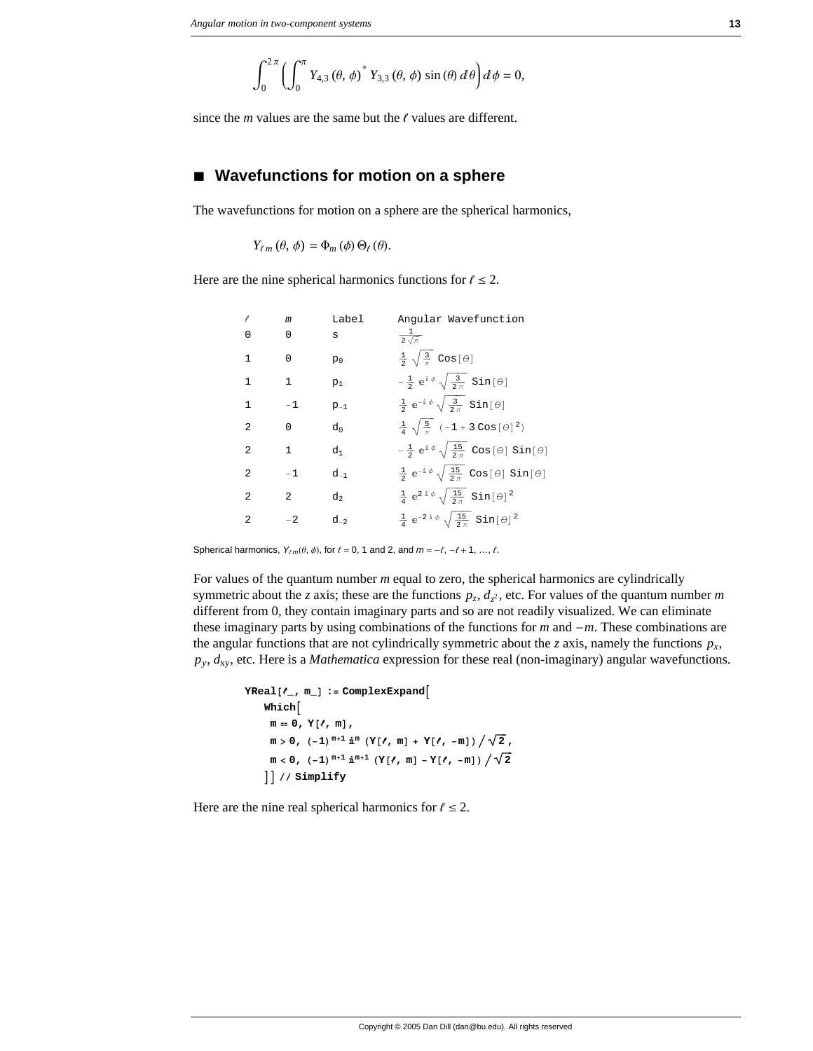$$\int_0^{2\pi} \left( \int_0^{\pi} Y_{4,3}(\theta, \phi)^* \, Y_{3,3}(\theta, \phi) \sin(\theta) \, d\theta \right) d\phi = 0,$$

since the $m$ values are the same but the $\ell$ values are different.

## ■ Wavefunctions for motion on a sphere

The wavefunctions for motion on a sphere are the spherical harmonics,

$$Y_{\ell m}(\theta, \phi) = \Phi_m(\phi) \, \Theta_\ell(\theta).$$

Here are the nine spherical harmonics functions for $\ell \leq 2$.

| $\ell$ | $m$ | Label | Angular Wavefunction |
|---|---|---|---|
| 0 | 0 | s | $\frac{1}{2\sqrt{\pi}}$ |
| 1 | 0 | $p_0$ | $\frac{1}{2}\sqrt{\frac{3}{\pi}}\,\text{Cos}[\theta]$ |
| 1 | 1 | $p_1$ | $-\frac{1}{2}\,e^{i\phi}\sqrt{\frac{3}{2\pi}}\,\text{Sin}[\theta]$ |
| 1 | $-1$ | $p_{-1}$ | $\frac{1}{2}\,e^{-i\phi}\sqrt{\frac{3}{2\pi}}\,\text{Sin}[\theta]$ |
| 2 | 0 | $d_0$ | $\frac{1}{4}\sqrt{\frac{5}{\pi}}\,(-1+3\,\text{Cos}[\theta]^2)$ |
| 2 | 1 | $d_1$ | $-\frac{1}{2}\,e^{i\phi}\sqrt{\frac{15}{2\pi}}\,\text{Cos}[\theta]\,\text{Sin}[\theta]$ |
| 2 | $-1$ | $d_{-1}$ | $\frac{1}{2}\,e^{-i\phi}\sqrt{\frac{15}{2\pi}}\,\text{Cos}[\theta]\,\text{Sin}[\theta]$ |
| 2 | 2 | $d_2$ | $\frac{1}{4}\,e^{2i\phi}\sqrt{\frac{15}{2\pi}}\,\text{Sin}[\theta]^2$ |
| 2 | $-2$ | $d_{-2}$ | $\frac{1}{4}\,e^{-2i\phi}\sqrt{\frac{15}{2\pi}}\,\text{Sin}[\theta]^2$ |

Spherical harmonics, $Y_{\ell m}(\theta, \phi)$, for $\ell = 0$, 1 and 2, and $m = -\ell, -\ell+1, \ldots, \ell$.

For values of the quantum number $m$ equal to zero, the spherical harmonics are cylindrically symmetric about the $z$ axis; these are the functions $p_z$, $d_{z^2}$, etc. For values of the quantum number $m$ different from 0, they contain imaginary parts and so are not readily visualized. We can eliminate these imaginary parts by using combinations of the functions for $m$ and $-m$. These combinations are the angular functions that are not cylindrically symmetric about the $z$ axis, namely the functions $p_x$, $p_y$, $d_{xy}$, etc. Here is a *Mathematica* expression for these real (non-imaginary) angular wavefunctions.

```
YReal[ℓ_, m_] := ComplexExpand[
  Which[
   m == 0, Y[ℓ, m],
   m > 0, (-1)^(m+1) i^m (Y[ℓ, m] + Y[ℓ, -m]) / √2,
   m < 0, (-1)^(m+1) i^(m+1) (Y[ℓ, m] - Y[ℓ, -m]) / √2
  ]] // Simplify
```

Here are the nine real spherical harmonics for $\ell \leq 2$.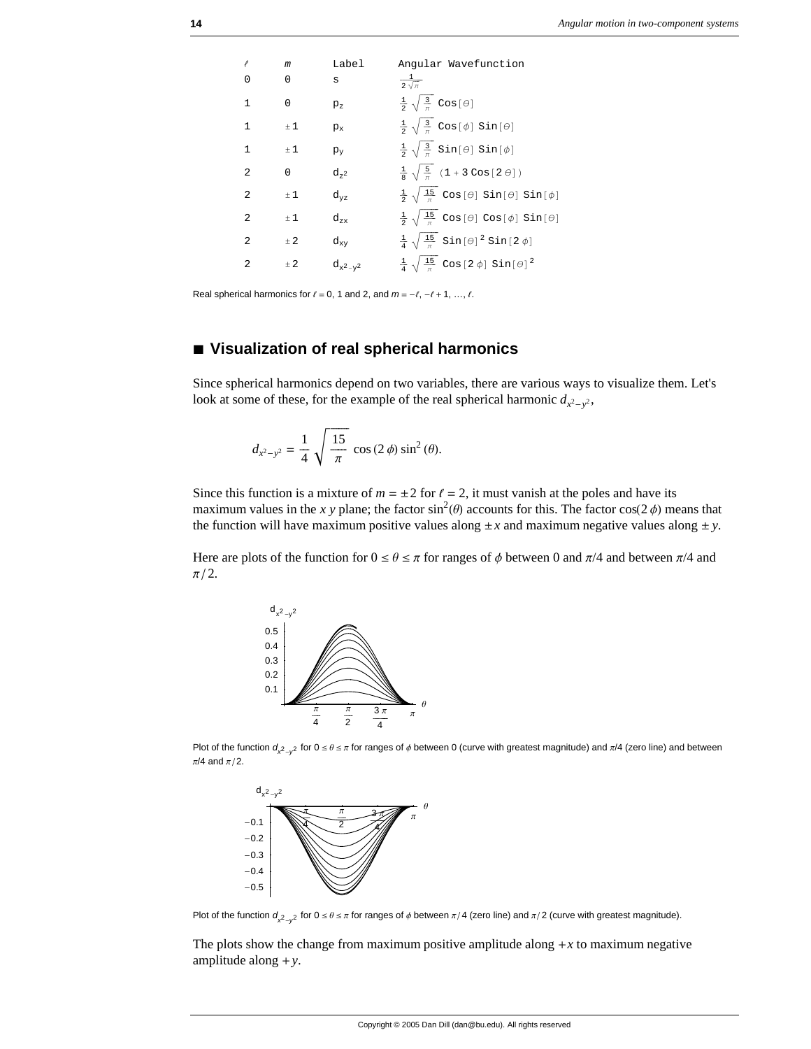| $\ell$ | $m$ | Label | Angular Wavefunction |
| --- | --- | --- | --- |
| 0 | 0 | s | $\frac{1}{2\sqrt{\pi}}$ |
| 1 | 0 | $p_z$ | $\frac{1}{2}\sqrt{\frac{3}{\pi}}\,\text{Cos}[\theta]$ |
| 1 | $\pm 1$ | $p_x$ | $\frac{1}{2}\sqrt{\frac{3}{\pi}}\,\text{Cos}[\phi]\,\text{Sin}[\theta]$ |
| 1 | $\pm 1$ | $p_y$ | $\frac{1}{2}\sqrt{\frac{3}{\pi}}\,\text{Sin}[\theta]\,\text{Sin}[\phi]$ |
| 2 | 0 | $d_{z^2}$ | $\frac{1}{8}\sqrt{\frac{5}{\pi}}\,(1+3\,\text{Cos}[2\,\theta])$ |
| 2 | $\pm 1$ | $d_{yz}$ | $\frac{1}{2}\sqrt{\frac{15}{\pi}}\,\text{Cos}[\theta]\,\text{Sin}[\theta]\,\text{Sin}[\phi]$ |
| 2 | $\pm 1$ | $d_{zx}$ | $\frac{1}{2}\sqrt{\frac{15}{\pi}}\,\text{Cos}[\theta]\,\text{Cos}[\phi]\,\text{Sin}[\theta]$ |
| 2 | $\pm 2$ | $d_{xy}$ | $\frac{1}{4}\sqrt{\frac{15}{\pi}}\,\text{Sin}[\theta]^2\,\text{Sin}[2\,\phi]$ |
| 2 | $\pm 2$ | $d_{x^2-y^2}$ | $\frac{1}{4}\sqrt{\frac{15}{\pi}}\,\text{Cos}[2\,\phi]\,\text{Sin}[\theta]^2$ |

Real spherical harmonics for $\ell = 0$, 1 and 2, and $m = -\ell, -\ell+1, \ldots, \ell$.

## ■ Visualization of real spherical harmonics

Since spherical harmonics depend on two variables, there are various ways to visualize them. Let's look at some of these, for the example of the real spherical harmonic $d_{x^2-y^2}$,

$$d_{x^2-y^2} = \frac{1}{4}\sqrt{\frac{15}{\pi}}\cos(2\,\phi)\sin^2(\theta).$$

Since this function is a mixture of $m = \pm 2$ for $\ell = 2$, it must vanish at the poles and have its maximum values in the $x\,y$ plane; the factor $\sin^2(\theta)$ accounts for this. The factor $\cos(2\,\phi)$ means that the function will have maximum positive values along $\pm x$ and maximum negative values along $\pm y$.

Here are plots of the function for $0 \le \theta \le \pi$ for ranges of $\phi$ between 0 and $\pi/4$ and between $\pi/4$ and $\pi/2$.

Plot of the function $d_{x^2-y^2}$ for $0 \le \theta \le \pi$ for ranges of $\phi$ between 0 (curve with greatest magnitude) and $\pi/4$ (zero line) and between $\pi/4$ and $\pi/2$.

Plot of the function $d_{x^2-y^2}$ for $0 \le \theta \le \pi$ for ranges of $\phi$ between $\pi/4$ (zero line) and $\pi/2$ (curve with greatest magnitude).

The plots show the change from maximum positive amplitude along $+x$ to maximum negative amplitude along $+y$.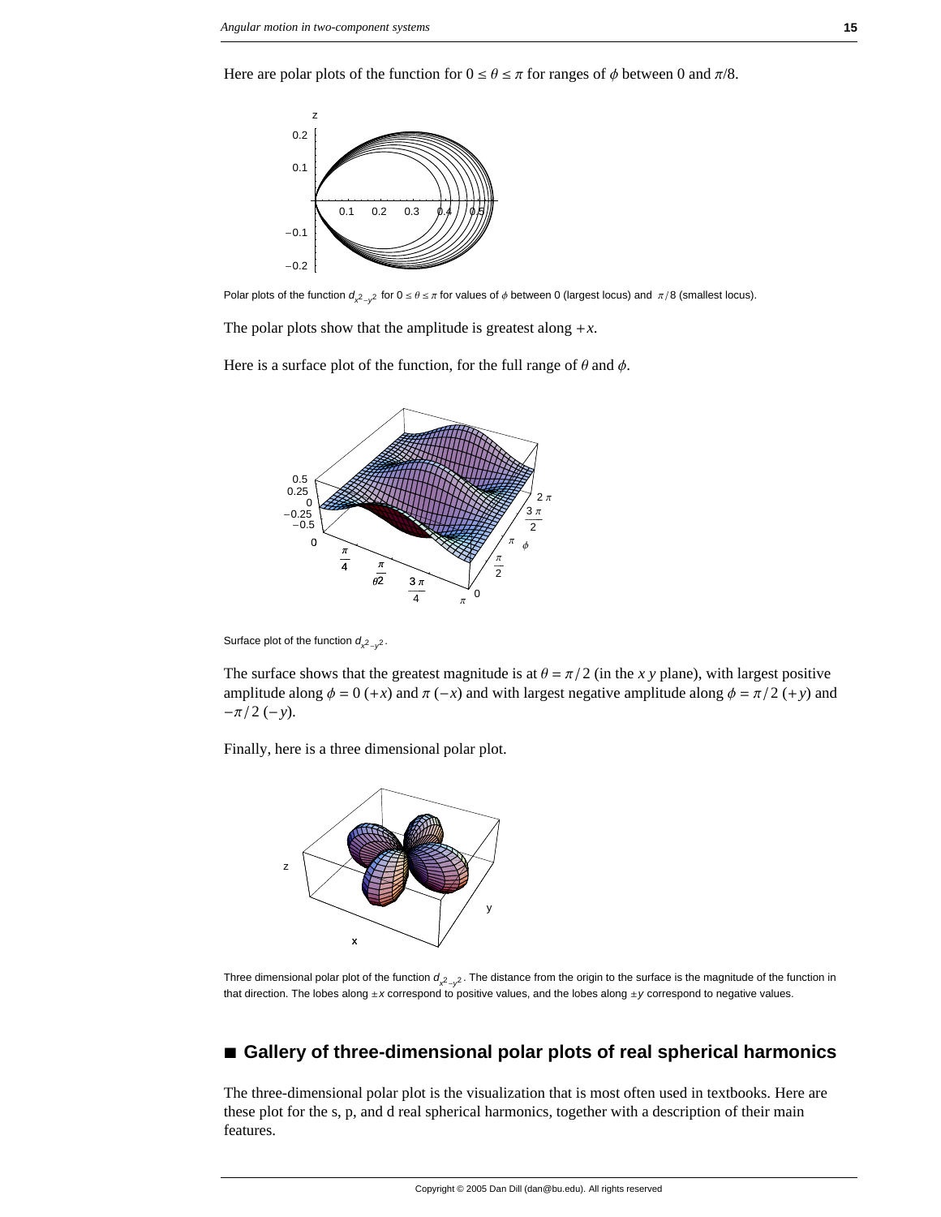Here are polar plots of the function for $0 \le \theta \le \pi$ for ranges of $\phi$ between 0 and $\pi/8$.

Polar plots of the function $d_{x^2-y^2}$ for $0 \le \theta \le \pi$ for values of $\phi$ between 0 (largest locus) and $\pi/8$ (smallest locus).

The polar plots show that the amplitude is greatest along $+x$.

Here is a surface plot of the function, for the full range of $\theta$ and $\phi$.

Surface plot of the function $d_{x^2-y^2}$.

The surface shows that the greatest magnitude is at $\theta = \pi/2$ (in the $x\,y$ plane), with largest positive amplitude along $\phi = 0$ $(+x)$ and $\pi$ $(-x)$ and with largest negative amplitude along $\phi = \pi/2$ $(+y)$ and $-\pi/2$ $(-y)$.

Finally, here is a three dimensional polar plot.

Three dimensional polar plot of the function $d_{x^2-y^2}$. The distance from the origin to the surface is the magnitude of the function in that direction. The lobes along $\pm x$ correspond to positive values, and the lobes along $\pm y$ correspond to negative values.

## ■ Gallery of three-dimensional polar plots of real spherical harmonics

The three-dimensional polar plot is the visualization that is most often used in textbooks. Here are these plot for the s, p, and d real spherical harmonics, together with a description of their main features.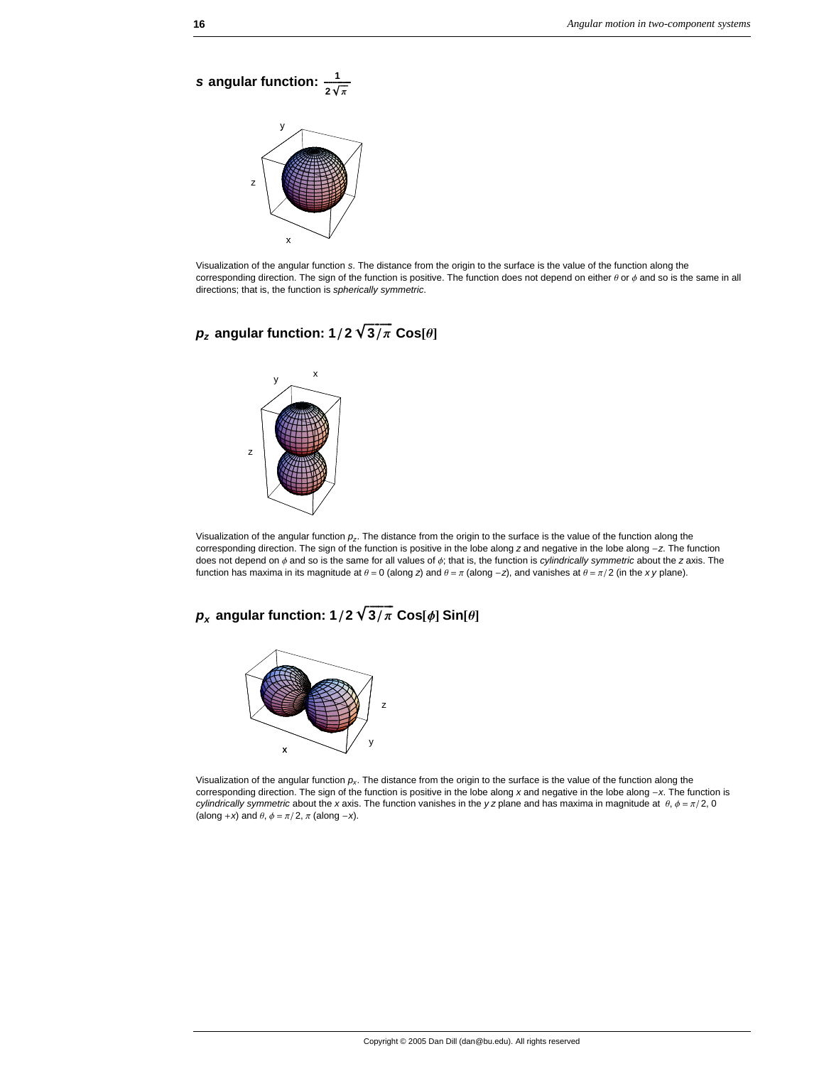### *s* angular function: $\frac{1}{2\sqrt{\pi}}$

Visualization of the angular function *s*. The distance from the origin to the surface is the value of the function along the corresponding direction. The sign of the function is positive. The function does not depend on either $\theta$ or $\phi$ and so is the same in all directions; that is, the function is *spherically symmetric*.

### $p_z$ angular function: $1/2\sqrt{3/\pi}$ Cos[$\theta$]

Visualization of the angular function $p_z$. The distance from the origin to the surface is the value of the function along the corresponding direction. The sign of the function is positive in the lobe along *z* and negative in the lobe along $-z$. The function does not depend on $\phi$ and so is the same for all values of $\phi$; that is, the function is *cylindrically symmetric* about the *z* axis. The function has maxima in its magnitude at $\theta = 0$ (along *z*) and $\theta = \pi$ (along $-z$), and vanishes at $\theta = \pi/2$ (in the *x y* plane).

### $p_x$ angular function: $1/2\sqrt{3/\pi}$ Cos[$\phi$] Sin[$\theta$]

Visualization of the angular function $p_x$. The distance from the origin to the surface is the value of the function along the corresponding direction. The sign of the function is positive in the lobe along *x* and negative in the lobe along $-x$. The function is *cylindrically symmetric* about the *x* axis. The function vanishes in the *y z* plane and has maxima in magnitude at $\theta, \phi = \pi/2, 0$ (along $+x$) and $\theta, \phi = \pi/2, \pi$ (along $-x$).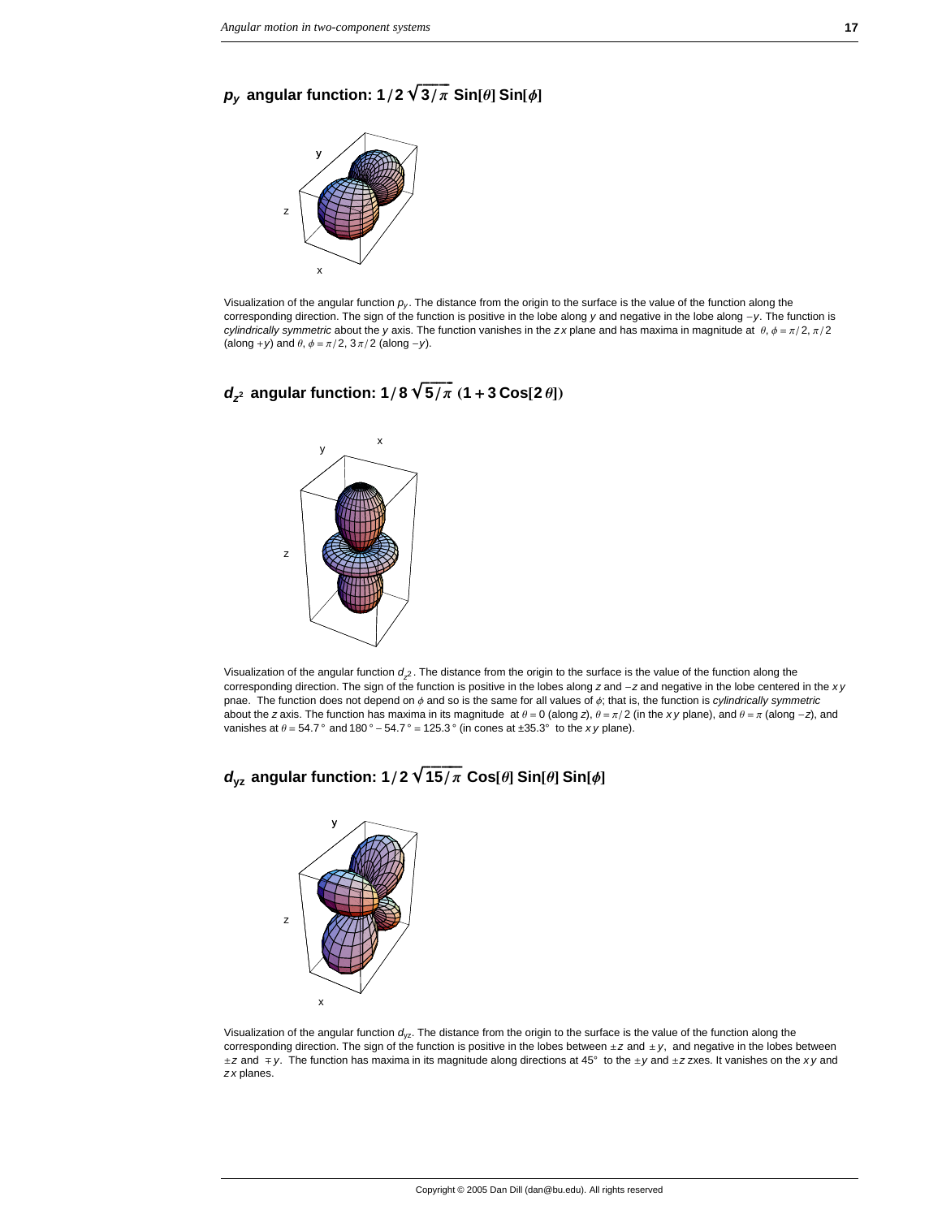### $p_y$ angular function: $1/2\sqrt{3/\pi}\ \mathrm{Sin}[\theta]\ \mathrm{Sin}[\phi]$

Visualization of the angular function $p_y$. The distance from the origin to the surface is the value of the function along the corresponding direction. The sign of the function is positive in the lobe along $y$ and negative in the lobe along $-y$. The function is *cylindrically symmetric* about the $y$ axis. The function vanishes in the $zx$ plane and has maxima in magnitude at $\theta, \phi = \pi/2, \pi/2$ (along $+y$) and $\theta, \phi = \pi/2, 3\pi/2$ (along $-y$).

### $d_{z^2}$ angular function: $1/8\sqrt{5/\pi}\ (1 + 3\,\mathrm{Cos}[2\,\theta])$

Visualization of the angular function $d_{z^2}$. The distance from the origin to the surface is the value of the function along the corresponding direction. The sign of the function is positive in the lobes along $z$ and $-z$ and negative in the lobe centered in the $xy$ pnae. The function does not depend on $\phi$ and so is the same for all values of $\phi$; that is, the function is *cylindrically symmetric* about the $z$ axis. The function has maxima in its magnitude at $\theta = 0$ (along $z$), $\theta = \pi/2$ (in the $xy$ plane), and $\theta = \pi$ (along $-z$), and vanishes at $\theta = 54.7°$ and $180° - 54.7° = 125.3°$ (in cones at ±35.3° to the $xy$ plane).

### $d_{yz}$ angular function: $1/2\sqrt{15/\pi}\ \mathrm{Cos}[\theta]\ \mathrm{Sin}[\theta]\ \mathrm{Sin}[\phi]$

Visualization of the angular function $d_{yz}$. The distance from the origin to the surface is the value of the function along the corresponding direction. The sign of the function is positive in the lobes between $\pm z$ and $\pm y$, and negative in the lobes between $\pm z$ and $\mp y$. The function has maxima in its magnitude along directions at 45° to the $\pm y$ and $\pm z$ zxes. It vanishes on the $xy$ and $zx$ planes.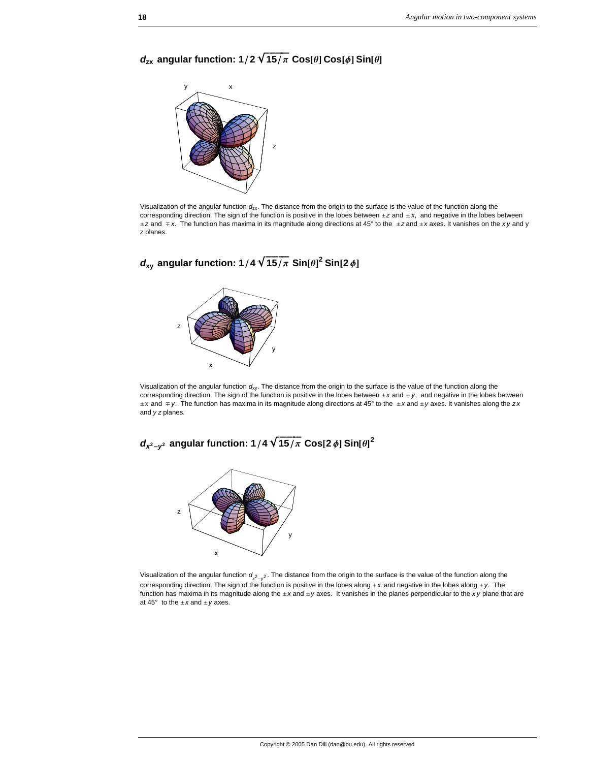## $d_{zx}$ angular function: $1/2\sqrt{15/\pi}\,\text{Cos}[\theta]\,\text{Cos}[\phi]\,\text{Sin}[\theta]$

y
x
z

Visualization of the angular function $d_{zx}$. The distance from the origin to the surface is the value of the function along the corresponding direction. The sign of the function is positive in the lobes between $\pm z$ and $\pm x$, and negative in the lobes between $\pm z$ and $\mp x$. The function has maxima in its magnitude along directions at 45° to the $\pm z$ and $\pm x$ axes. It vanishes on the $x\,y$ and $y\,z$ planes.

## $d_{xy}$ angular function: $1/4\sqrt{15/\pi}\,\text{Sin}[\theta]^2\,\text{Sin}[2\,\phi]$

z
y
x

Visualization of the angular function $d_{xy}$. The distance from the origin to the surface is the value of the function along the corresponding direction. The sign of the function is positive in the lobes between $\pm x$ and $\pm y$, and negative in the lobes between $\pm x$ and $\mp y$. The function has maxima in its magnitude along directions at 45° to the $\pm x$ and $\pm y$ axes. It vanishes along the $z\,x$ and $y\,z$ planes.

## $d_{x^2-y^2}$ angular function: $1/4\sqrt{15/\pi}\,\text{Cos}[2\,\phi]\,\text{Sin}[\theta]^2$

z
y
x

Visualization of the angular function $d_{x^2-y^2}$. The distance from the origin to the surface is the value of the function along the corresponding direction. The sign of the function is positive in the lobes along $\pm x$ and negative in the lobes along $\pm y$. The function has maxima in its magnitude along the $\pm x$ and $\pm y$ axes. It vanishes in the planes perpendicular to the $x\,y$ plane that are at 45° to the $\pm x$ and $\pm y$ axes.

Copyright © 2005 Dan Dill (dan@bu.edu). All rights reserved